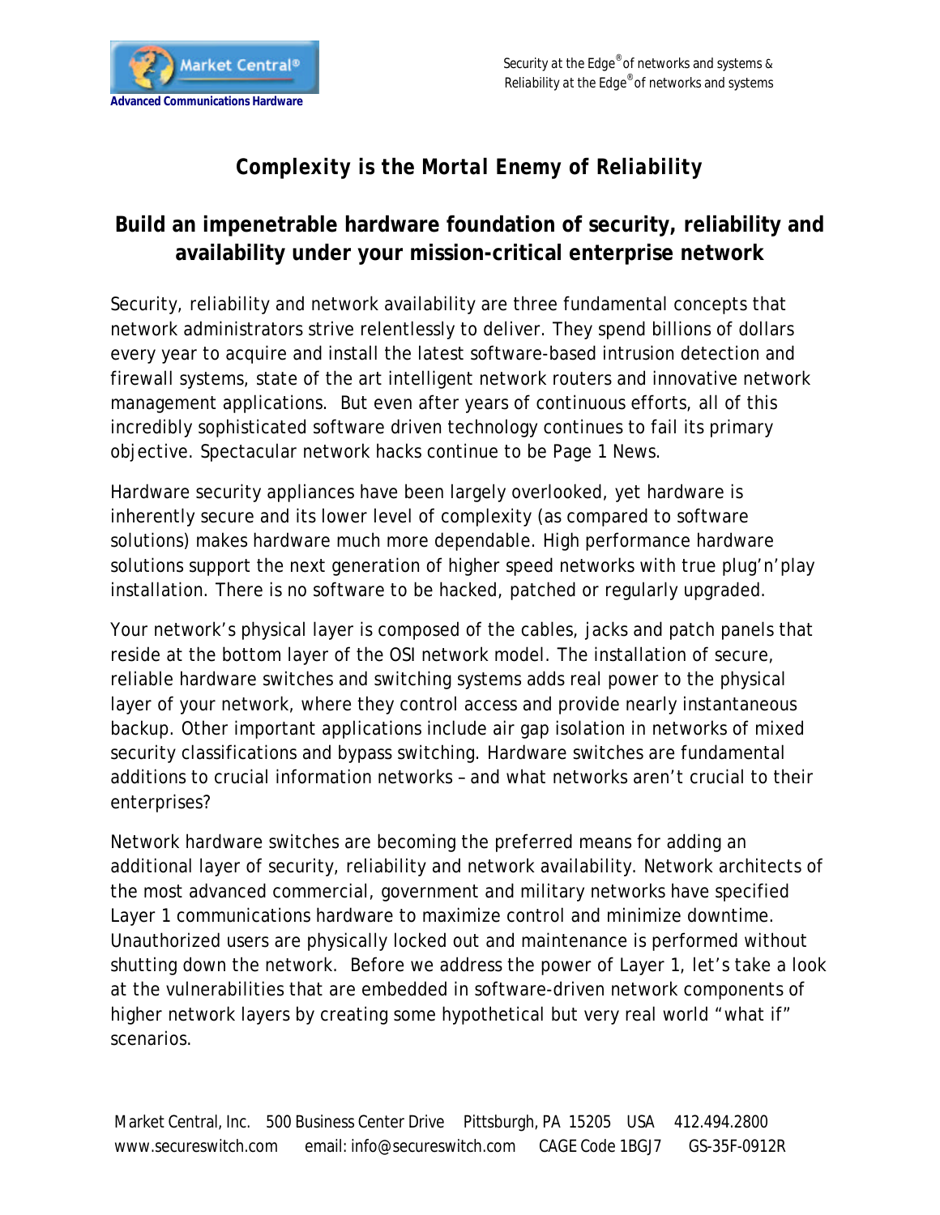Advanced Communications Hardware

Security at the Edge® of networks and systems &
Reliability at the Edge® of networks and systems

# *Complexity is the Mortal Enemy of Reliability*

## Build an impenetrable hardware foundation of security, reliability and availability under your mission-critical enterprise network

Security, reliability and network availability are three fundamental concepts that network administrators strive relentlessly to deliver. They spend billions of dollars every year to acquire and install the latest software-based intrusion detection and firewall systems, state of the art intelligent network routers and innovative network management applications. But even after years of continuous efforts, all of this incredibly sophisticated software driven technology continues to fail its primary objective. Spectacular network hacks continue to be Page 1 News.

Hardware security appliances have been largely overlooked, yet hardware is inherently secure and its lower level of complexity (as compared to software solutions) makes hardware much more dependable. High performance hardware solutions support the next generation of higher speed networks with true plug'n'play installation. There is no software to be hacked, patched or regularly upgraded.

Your network's physical layer is composed of the cables, jacks and patch panels that reside at the bottom layer of the OSI network model. The installation of secure, reliable hardware switches and switching systems adds real power to the physical layer of your network, where they control access and provide nearly instantaneous backup. Other important applications include air gap isolation in networks of mixed security classifications and bypass switching. Hardware switches are fundamental additions to crucial information networks – and what networks aren't crucial to their enterprises?

Network hardware switches are becoming the preferred means for adding an additional layer of security, reliability and network availability. Network architects of the most advanced commercial, government and military networks have specified Layer 1 communications hardware to maximize control and minimize downtime. Unauthorized users are physically locked out and maintenance is performed without shutting down the network. Before we address the power of Layer 1, let's take a look at the vulnerabilities that are embedded in software-driven network components of higher network layers by creating some hypothetical but very real world "what if" scenarios.

Market Central, Inc. 500 Business Center Drive Pittsburgh, PA 15205 USA 412.494.2800
www.secureswitch.com email: info@secureswitch.com CAGE Code 1BGJ7 GS-35F-0912R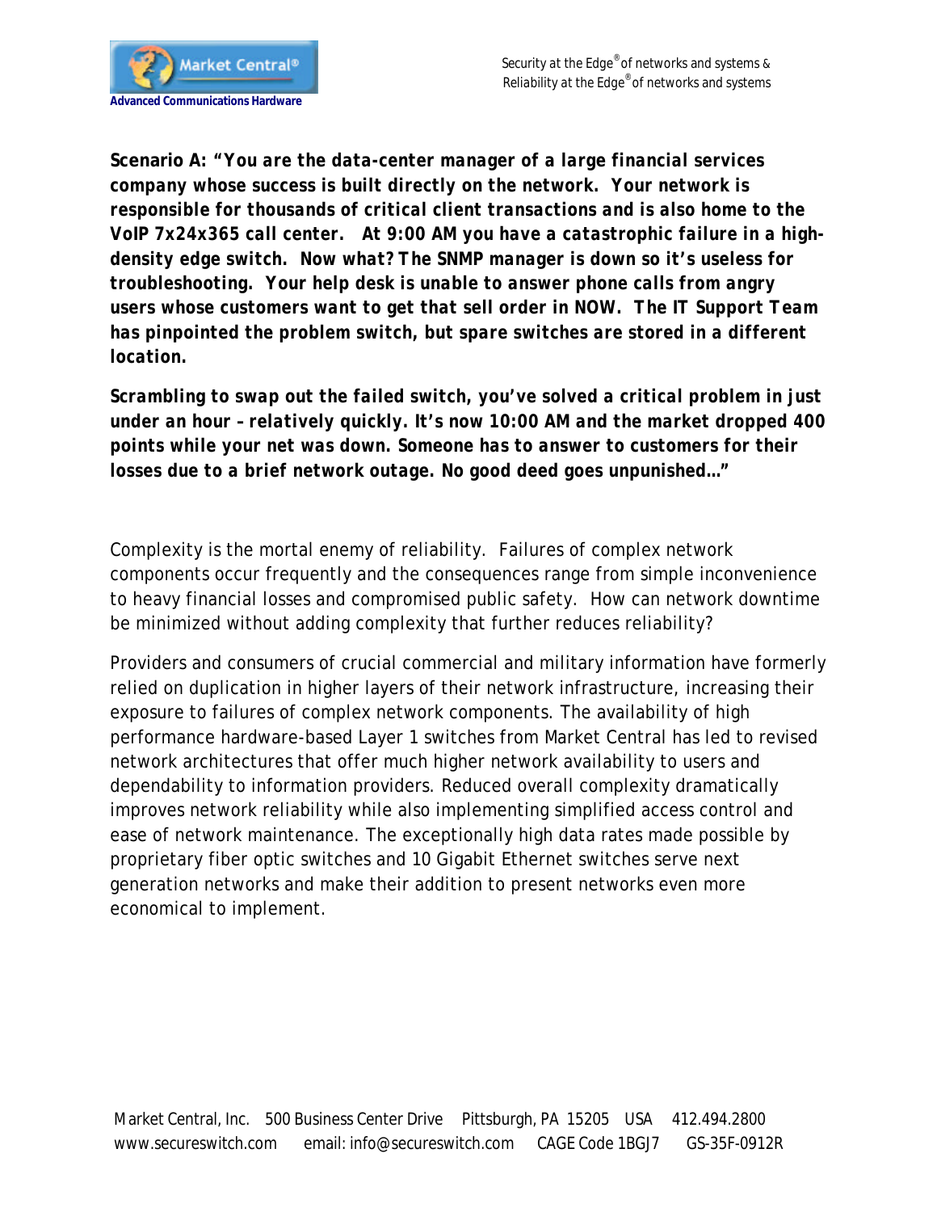***Scenario A: "You are the data-center manager of a large financial services company whose success is built directly on the network. Your network is responsible for thousands of critical client transactions and is also home to the VoIP 7x24x365 call center. At 9:00 AM you have a catastrophic failure in a high-density edge switch. Now what? The SNMP manager is down so it's useless for troubleshooting. Your help desk is unable to answer phone calls from angry users whose customers want to get that sell order in NOW. The IT Support Team has pinpointed the problem switch, but spare switches are stored in a different location.***

***Scrambling to swap out the failed switch, you've solved a critical problem in just under an hour – relatively quickly. It's now 10:00 AM and the market dropped 400 points while your net was down. Someone has to answer to customers for their losses due to a brief network outage. No good deed goes unpunished…"***

Complexity is the mortal enemy of reliability. Failures of complex network components occur frequently and the consequences range from simple inconvenience to heavy financial losses and compromised public safety. How can network downtime be minimized without adding complexity that further reduces reliability?

Providers and consumers of crucial commercial and military information have formerly relied on duplication in higher layers of their network infrastructure, increasing their exposure to failures of complex network components. The availability of high performance hardware-based Layer 1 switches from Market Central has led to revised network architectures that offer much higher network availability to users and dependability to information providers. Reduced overall complexity dramatically improves network reliability while also implementing simplified access control and ease of network maintenance. The exceptionally high data rates made possible by proprietary fiber optic switches and 10 Gigabit Ethernet switches serve next generation networks and make their addition to present networks even more economical to implement.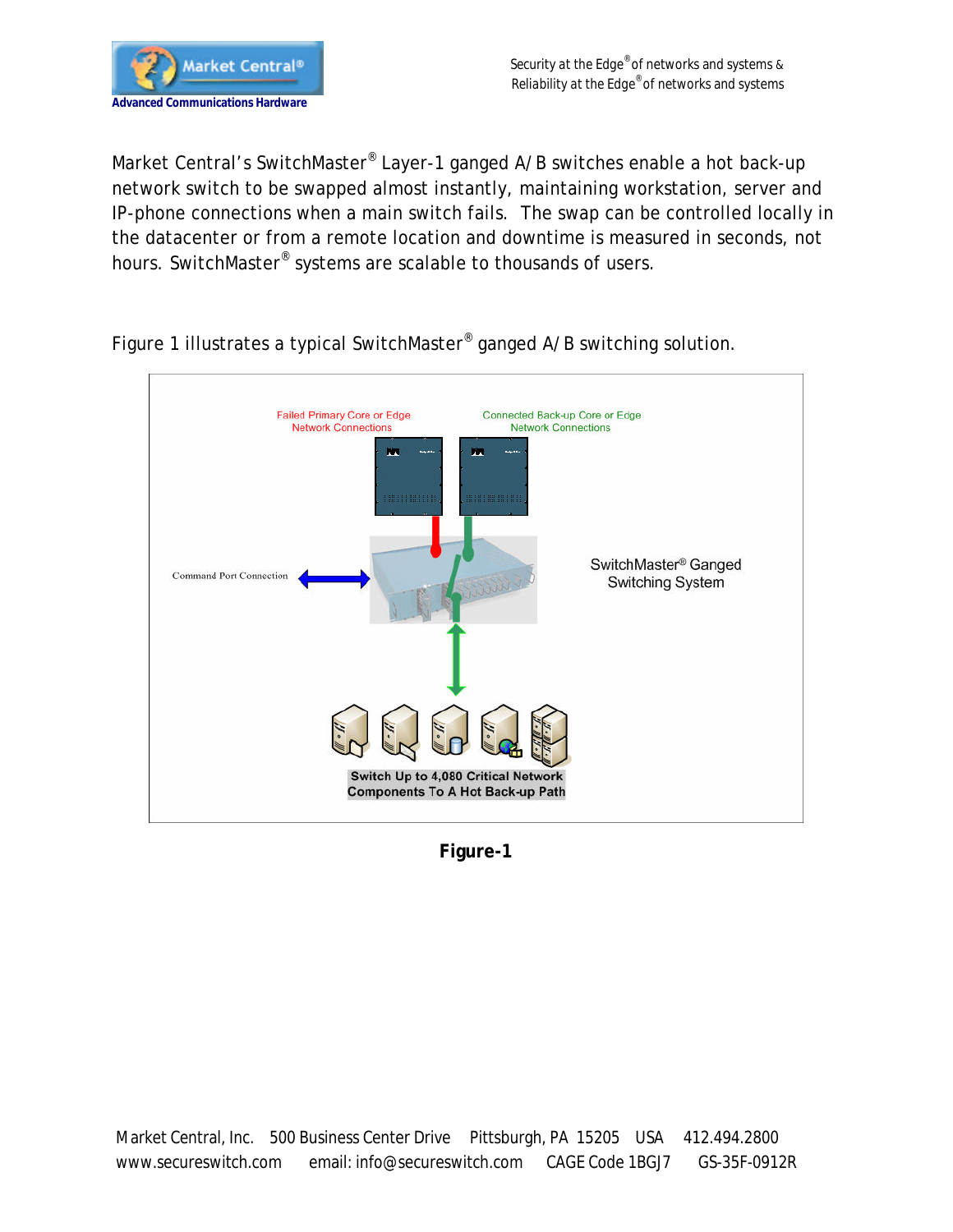Market Central's SwitchMaster® Layer-1 ganged A/B switches enable a hot back-up network switch to be swapped almost instantly, maintaining workstation, server and IP-phone connections when a main switch fails. The swap can be controlled locally in the datacenter or from a remote location and downtime is measured in seconds, not hours. SwitchMaster® systems are scalable to thousands of users.

Figure 1 illustrates a typical SwitchMaster® ganged A/B switching solution.

Failed Primary Core or Edge Network Connections

Connected Back-up Core or Edge Network Connections

Command Port Connection

SwitchMaster® Ganged Switching System

Switch Up to 4,080 Critical Network Components To A Hot Back-up Path

**Figure-1**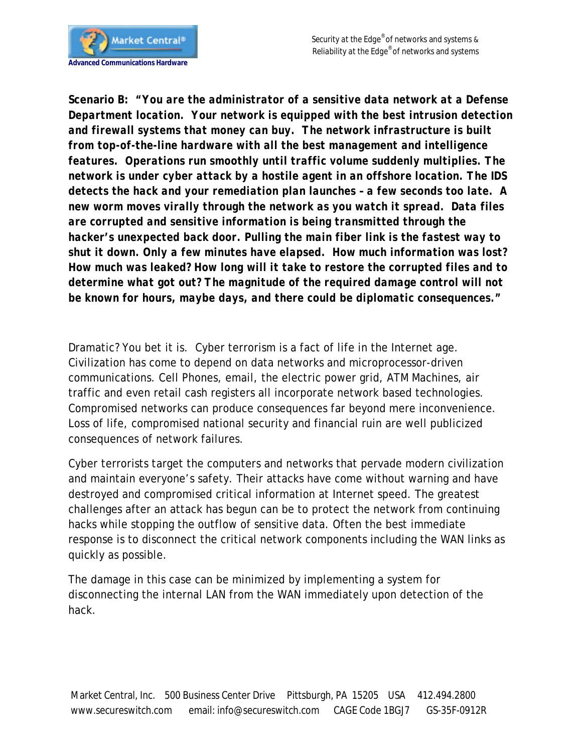**Scenario B: *"You are the administrator of a sensitive data network at a Defense Department location. Your network is equipped with the best intrusion detection and firewall systems that money can buy. The network infrastructure is built from top-of-the-line hardware with all the best management and intelligence features. Operations run smoothly until traffic volume suddenly multiplies. The network is under cyber attack by a hostile agent in an offshore location. The IDS detects the hack and your remediation plan launches – a few seconds too late. A new worm moves virally through the network as you watch it spread. Data files are corrupted and sensitive information is being transmitted through the hacker's unexpected back door. Pulling the main fiber link is the fastest way to shut it down. Only a few minutes have elapsed. How much information was lost? How much was leaked? How long will it take to restore the corrupted files and to determine what got out? The magnitude of the required damage control will not be known for hours, maybe days, and there could be diplomatic consequences."***

Dramatic? You bet it is. Cyber terrorism is a fact of life in the Internet age. Civilization has come to depend on data networks and microprocessor-driven communications. Cell Phones, email, the electric power grid, ATM Machines, air traffic and even retail cash registers all incorporate network based technologies. Compromised networks can produce consequences far beyond mere inconvenience. Loss of life, compromised national security and financial ruin are well publicized consequences of network failures.

Cyber terrorists target the computers and networks that pervade modern civilization and maintain everyone's safety. Their attacks have come without warning and have destroyed and compromised critical information at Internet speed. The greatest challenges after an attack has begun can be to protect the network from continuing hacks while stopping the outflow of sensitive data. Often the best immediate response is to disconnect the critical network components including the WAN links as quickly as possible.

The damage in this case can be minimized by implementing a system for disconnecting the internal LAN from the WAN immediately upon detection of the hack.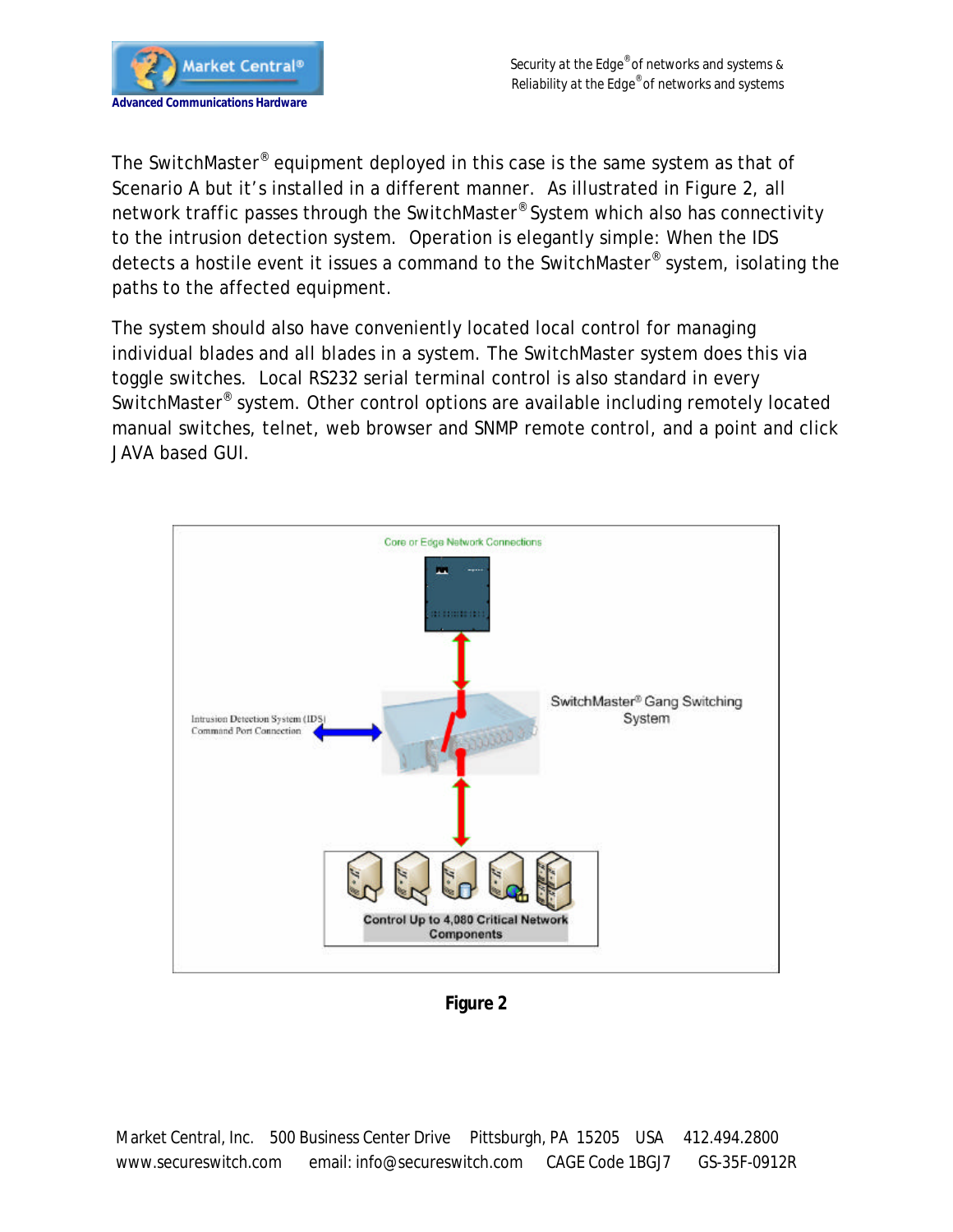The SwitchMaster® equipment deployed in this case is the same system as that of Scenario A but it's installed in a different manner. As illustrated in Figure 2, all network traffic passes through the SwitchMaster® System which also has connectivity to the intrusion detection system. Operation is elegantly simple: When the IDS detects a hostile event it issues a command to the SwitchMaster® system, isolating the paths to the affected equipment.

The system should also have conveniently located local control for managing individual blades and all blades in a system. The SwitchMaster system does this via toggle switches. Local RS232 serial terminal control is also standard in every SwitchMaster® system. Other control options are available including remotely located manual switches, telnet, web browser and SNMP remote control, and a point and click JAVA based GUI.

**Figure 2**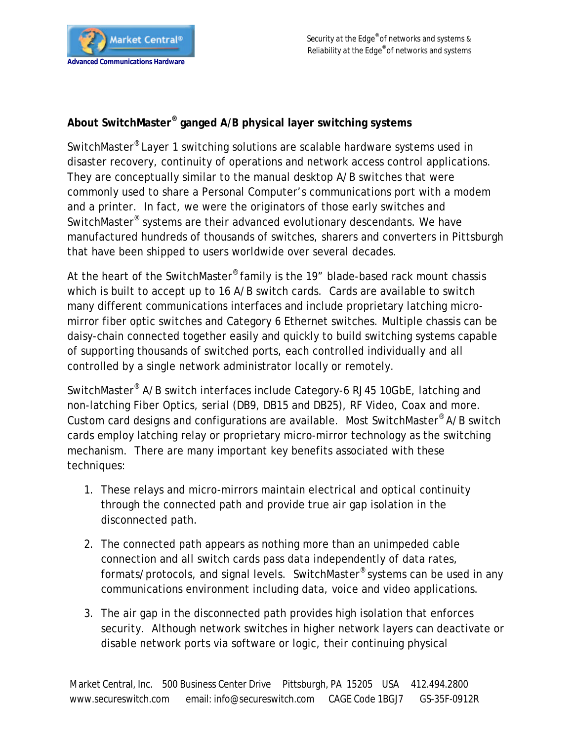## About SwitchMaster® ganged A/B physical layer switching systems

SwitchMaster® Layer 1 switching solutions are scalable hardware systems used in disaster recovery, continuity of operations and network access control applications. They are conceptually similar to the manual desktop A/B switches that were commonly used to share a Personal Computer's communications port with a modem and a printer. In fact, we were the originators of those early switches and SwitchMaster® systems are their advanced evolutionary descendants. We have manufactured hundreds of thousands of switches, sharers and converters in Pittsburgh that have been shipped to users worldwide over several decades.

At the heart of the SwitchMaster® family is the 19" blade-based rack mount chassis which is built to accept up to 16 A/B switch cards. Cards are available to switch many different communications interfaces and include proprietary latching micro-mirror fiber optic switches and Category 6 Ethernet switches. Multiple chassis can be daisy-chain connected together easily and quickly to build switching systems capable of supporting thousands of switched ports, each controlled individually and all controlled by a single network administrator locally or remotely.

SwitchMaster® A/B switch interfaces include Category-6 RJ45 10GbE, latching and non-latching Fiber Optics, serial (DB9, DB15 and DB25), RF Video, Coax and more. Custom card designs and configurations are available. Most SwitchMaster® A/B switch cards employ latching relay or proprietary micro-mirror technology as the switching mechanism. There are many important key benefits associated with these techniques:

1. These relays and micro-mirrors maintain electrical and optical continuity through the connected path and provide true air gap isolation in the disconnected path.

2. The connected path appears as nothing more than an unimpeded cable connection and all switch cards pass data independently of data rates, formats/protocols, and signal levels. SwitchMaster® systems can be used in any communications environment including data, voice and video applications.

3. The air gap in the disconnected path provides high isolation that enforces security. Although network switches in higher network layers can deactivate or disable network ports via software or logic, their continuing physical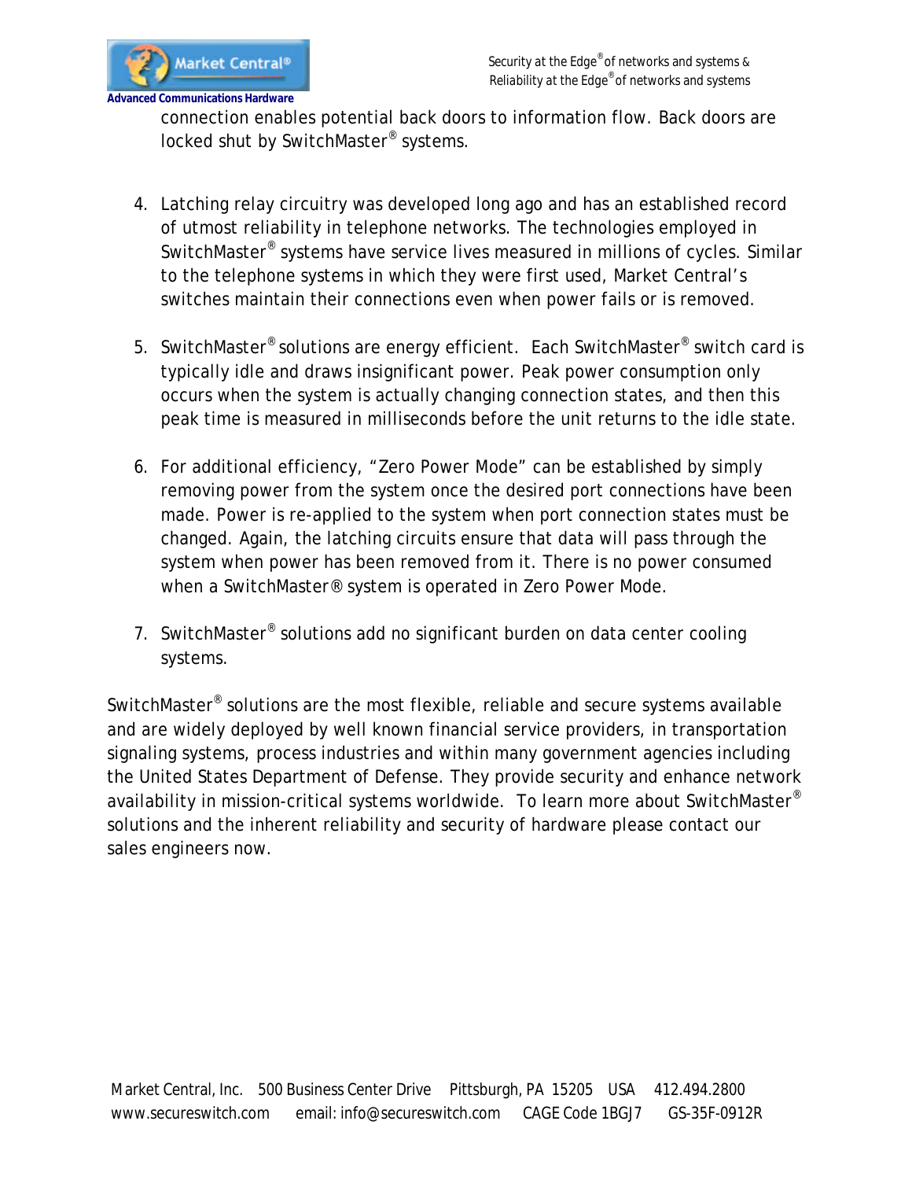connection enables potential back doors to information flow. Back doors are locked shut by SwitchMaster® systems.

4. Latching relay circuitry was developed long ago and has an established record of utmost reliability in telephone networks. The technologies employed in SwitchMaster® systems have service lives measured in millions of cycles. Similar to the telephone systems in which they were first used, Market Central's switches maintain their connections even when power fails or is removed.

5. SwitchMaster® solutions are energy efficient. Each SwitchMaster® switch card is typically idle and draws insignificant power. Peak power consumption only occurs when the system is actually changing connection states, and then this peak time is measured in milliseconds before the unit returns to the idle state.

6. For additional efficiency, "Zero Power Mode" can be established by simply removing power from the system once the desired port connections have been made. Power is re-applied to the system when port connection states must be changed. Again, the latching circuits ensure that data will pass through the system when power has been removed from it. There is no power consumed when a SwitchMaster® system is operated in Zero Power Mode.

7. SwitchMaster® solutions add no significant burden on data center cooling systems.

SwitchMaster® solutions are the most flexible, reliable and secure systems available and are widely deployed by well known financial service providers, in transportation signaling systems, process industries and within many government agencies including the United States Department of Defense. They provide security and enhance network availability in mission-critical systems worldwide. To learn more about SwitchMaster® solutions and the inherent reliability and security of hardware please contact our sales engineers now.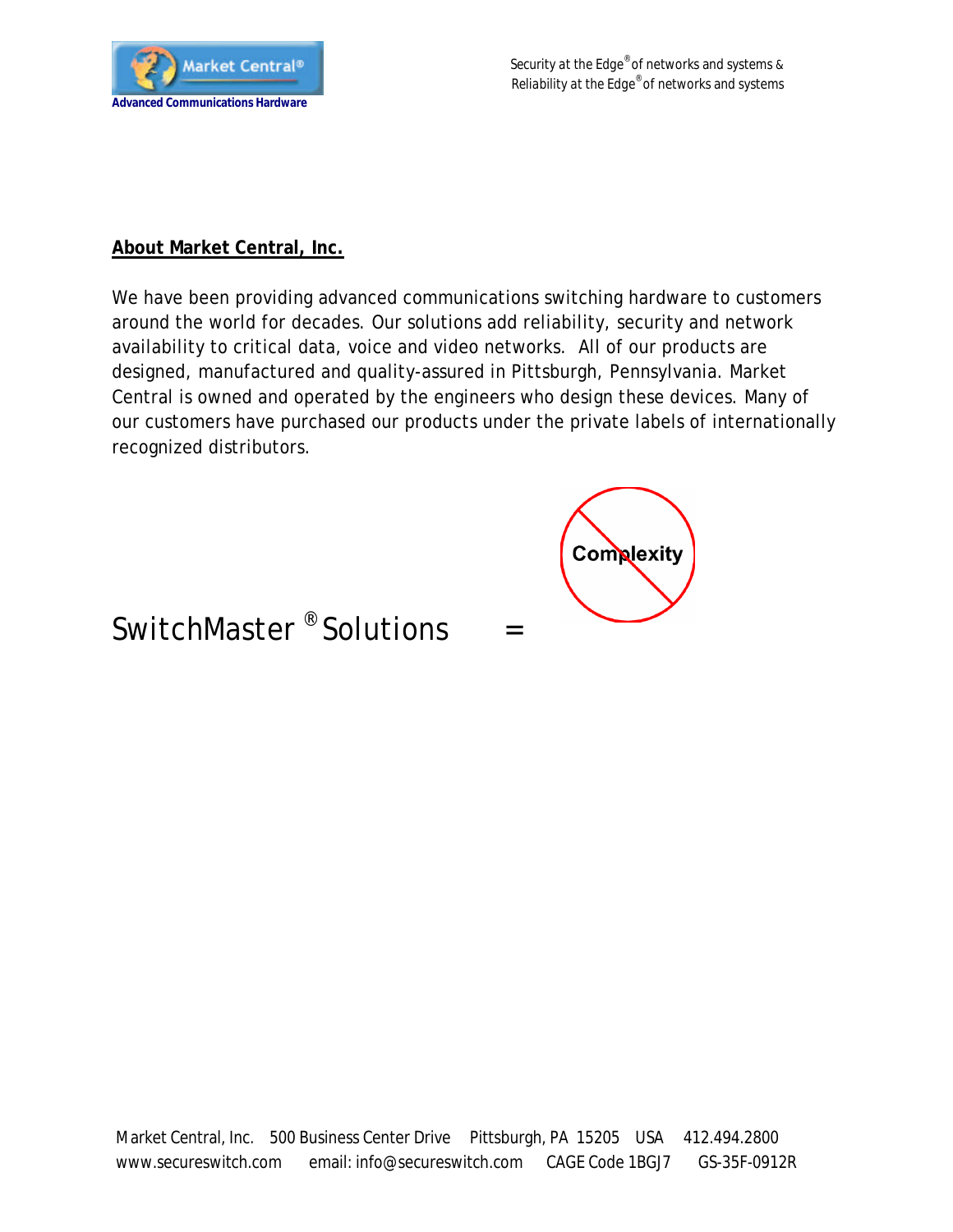Market Central®

Advanced Communications Hardware

Security at the Edge® of networks and systems &
Reliability at the Edge® of networks and systems

## About Market Central, Inc.

We have been providing advanced communications switching hardware to customers around the world for decades. Our solutions add reliability, security and network availability to critical data, voice and video networks. All of our products are designed, manufactured and quality-assured in Pittsburgh, Pennsylvania. Market Central is owned and operated by the engineers who design these devices. Many of our customers have purchased our products under the private labels of internationally recognized distributors.

SwitchMaster® Solutions = Complexity

Market Central, Inc. 500 Business Center Drive Pittsburgh, PA 15205 USA 412.494.2800
www.secureswitch.com email: info@secureswitch.com CAGE Code 1BGJ7 GS-35F-0912R